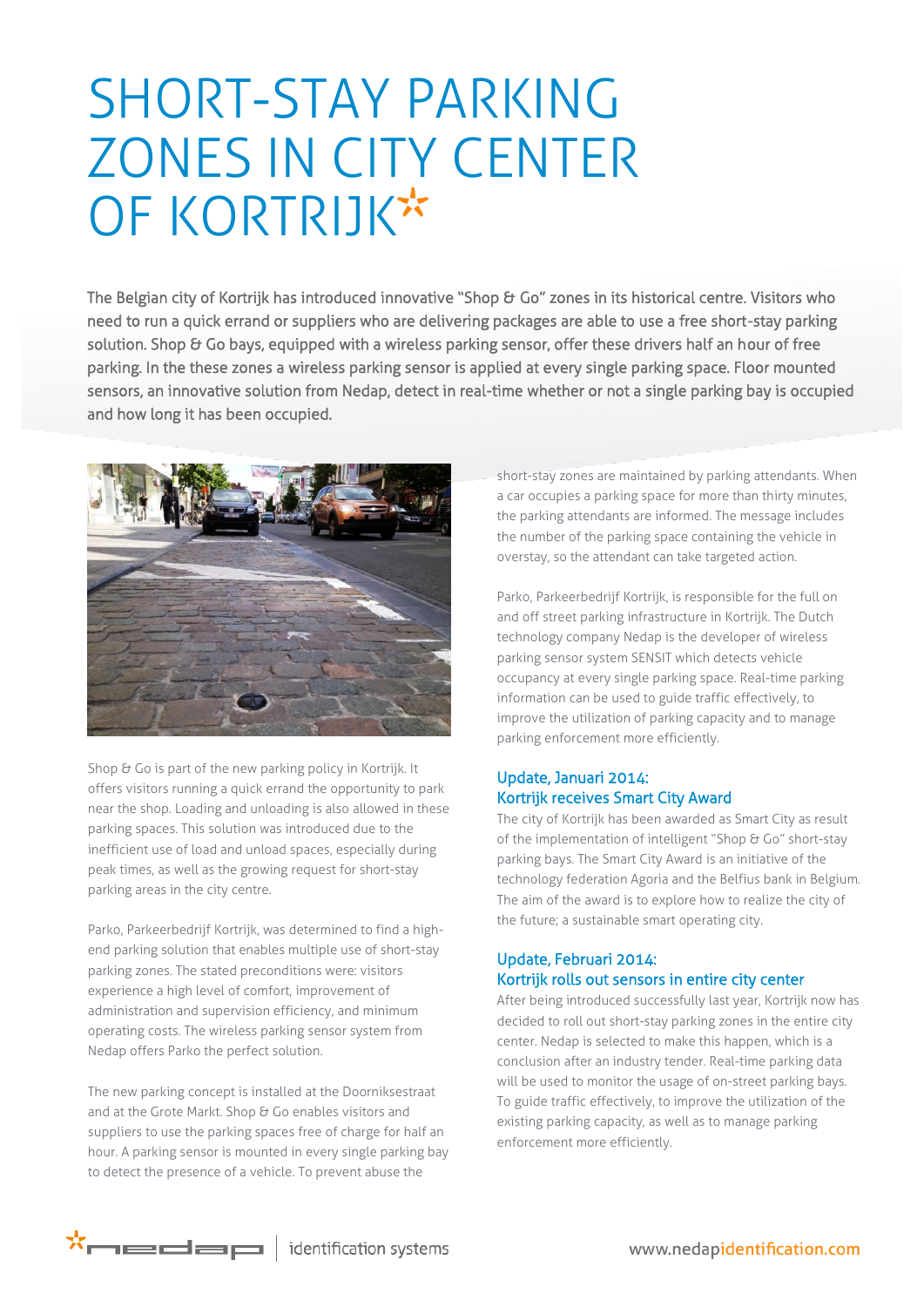# SHORT-STAY PARKING ZONES IN CITY CENTER OF KORTRIJK

The Belgian city of Kortrijk has introduced innovative "Shop & Go" zones in its historical centre. Visitors who need to run a quick errand or suppliers who are delivering packages are able to use a free short-stay parking solution. Shop & Go bays, equipped with a wireless parking sensor, offer these drivers half an hour of free parking. In the these zones a wireless parking sensor is applied at every single parking space. Floor mounted sensors, an innovative solution from Nedap, detect in real-time whether or not a single parking bay is occupied and how long it has been occupied.

Shop & Go is part of the new parking policy in Kortrijk. It offers visitors running a quick errand the opportunity to park near the shop. Loading and unloading is also allowed in these parking spaces. This solution was introduced due to the inefficient use of load and unload spaces, especially during peak times, as well as the growing request for short-stay parking areas in the city centre.

Parko, Parkeerbedrijf Kortrijk, was determined to find a high-end parking solution that enables multiple use of short-stay parking zones. The stated preconditions were: visitors experience a high level of comfort, improvement of administration and supervision efficiency, and minimum operating costs. The wireless parking sensor system from Nedap offers Parko the perfect solution.

The new parking concept is installed at the Doorniksestraat and at the Grote Markt. Shop & Go enables visitors and suppliers to use the parking spaces free of charge for half an hour. A parking sensor is mounted in every single parking bay to detect the presence of a vehicle. To prevent abuse the short-stay zones are maintained by parking attendants. When a car occupies a parking space for more than thirty minutes, the parking attendants are informed. The message includes the number of the parking space containing the vehicle in overstay, so the attendant can take targeted action.

Parko, Parkeerbedrijf Kortrijk, is responsible for the full on and off street parking infrastructure in Kortrijk. The Dutch technology company Nedap is the developer of wireless parking sensor system SENSIT which detects vehicle occupancy at every single parking space. Real-time parking information can be used to guide traffic effectively, to improve the utilization of parking capacity and to manage parking enforcement more efficiently.

## Update, Januari 2014: Kortrijk receives Smart City Award

The city of Kortrijk has been awarded as Smart City as result of the implementation of intelligent "Shop & Go" short-stay parking bays. The Smart City Award is an initiative of the technology federation Agoria and the Belfius bank in Belgium. The aim of the award is to explore how to realize the city of the future; a sustainable smart operating city.

## Update, Februari 2014: Kortrijk rolls out sensors in entire city center

After being introduced successfully last year, Kortrijk now has decided to roll out short-stay parking zones in the entire city center. Nedap is selected to make this happen, which is a conclusion after an industry tender. Real-time parking data will be used to monitor the usage of on-street parking bays. To guide traffic effectively, to improve the utilization of the existing parking capacity, as well as to manage parking enforcement more efficiently.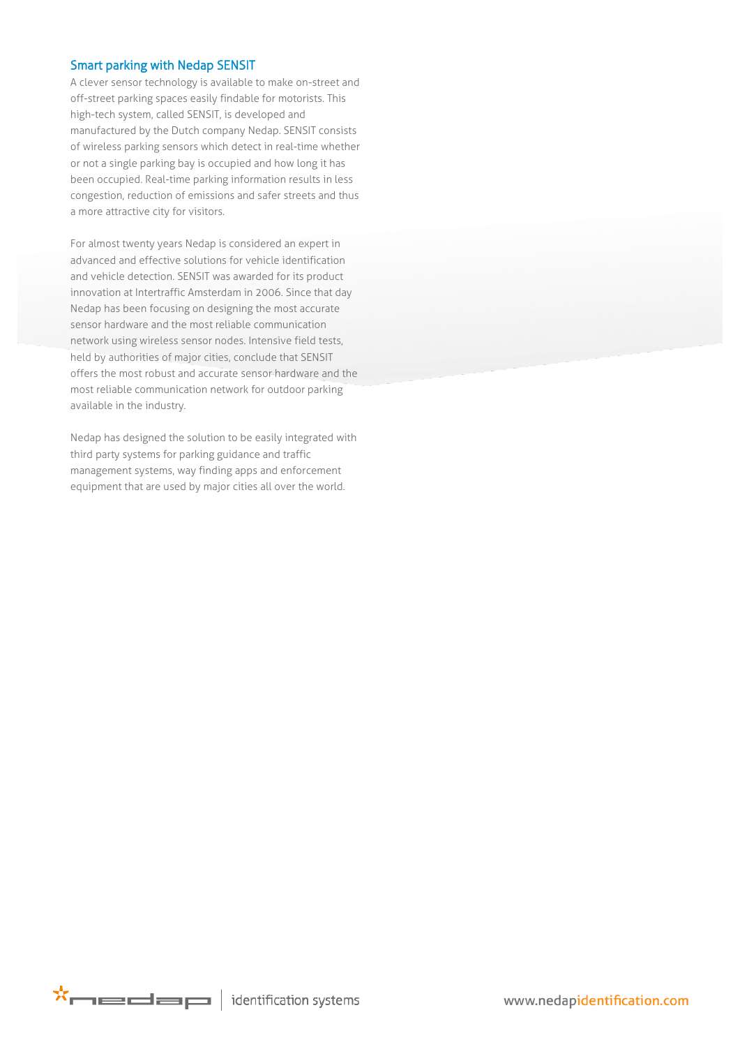## Smart parking with Nedap SENSIT

A clever sensor technology is available to make on-street and off-street parking spaces easily findable for motorists. This high-tech system, called SENSIT, is developed and manufactured by the Dutch company Nedap. SENSIT consists of wireless parking sensors which detect in real-time whether or not a single parking bay is occupied and how long it has been occupied. Real-time parking information results in less congestion, reduction of emissions and safer streets and thus a more attractive city for visitors.

For almost twenty years Nedap is considered an expert in advanced and effective solutions for vehicle identification and vehicle detection. SENSIT was awarded for its product innovation at Intertraffic Amsterdam in 2006. Since that day Nedap has been focusing on designing the most accurate sensor hardware and the most reliable communication network using wireless sensor nodes. Intensive field tests, held by authorities of major cities, conclude that SENSIT offers the most robust and accurate sensor hardware and the most reliable communication network for outdoor parking available in the industry.

Nedap has designed the solution to be easily integrated with third party systems for parking guidance and traffic management systems, way finding apps and enforcement equipment that are used by major cities all over the world.